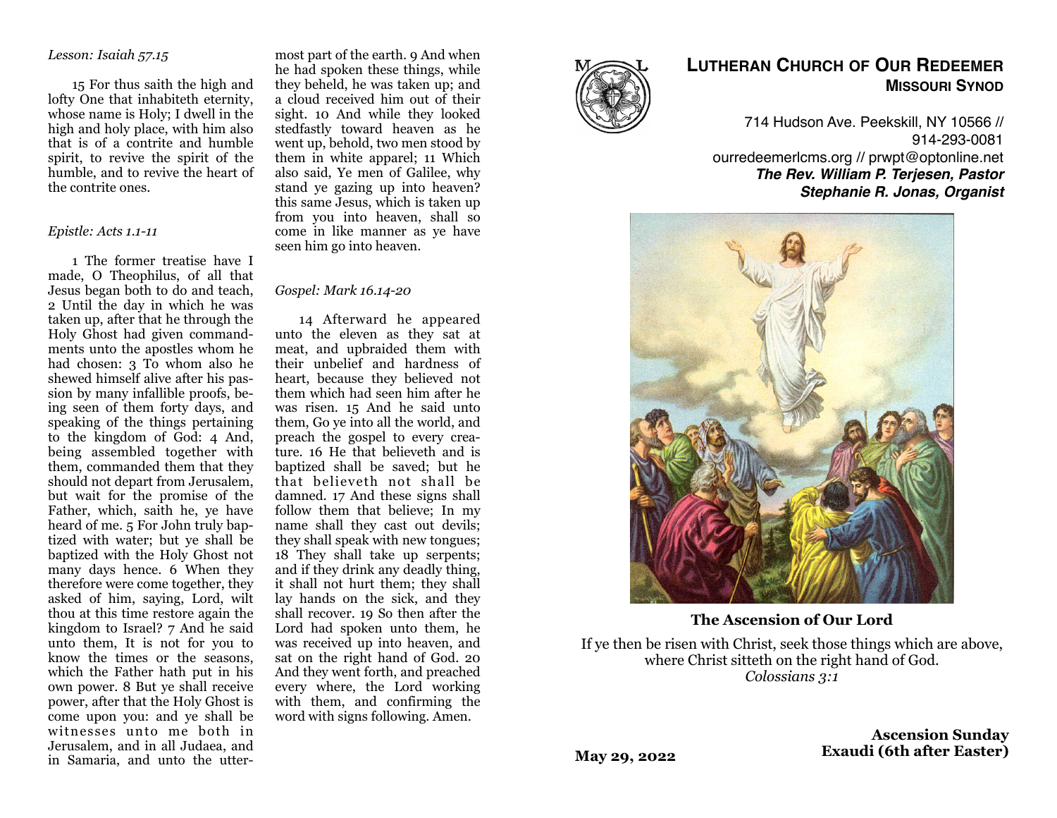*Lesson: Isaiah 57.15*

15 For thus saith the high and lofty One that inhabiteth eternity, whose name is Holy; I dwell in the high and holy place, with him also that is of a contrite and humble spirit, to revive the spirit of the humble, and to revive the heart of the contrite ones.

*Epistle: Acts 1.1-11*

1 The former treatise have I made, O Theophilus, of all that Jesus began both to do and teach, 2 Until the day in which he was taken up, after that he through the Holy Ghost had given commandments unto the apostles whom he had chosen: 3 To whom also he shewed himself alive after his passion by many infallible proofs, being seen of them forty days, and speaking of the things pertaining to the kingdom of God: 4 And, being assembled together with them, commanded them that they should not depart from Jerusalem, but wait for the promise of the Father, which, saith he, ye have heard of me. 5 For John truly baptized with water; but ye shall be baptized with the Holy Ghost not many days hence. 6 When they therefore were come together, they asked of him, saying, Lord, wilt thou at this time restore again the kingdom to Israel? 7 And he said unto them, It is not for you to know the times or the seasons, which the Father hath put in his own power. 8 But ye shall receive power, after that the Holy Ghost is come upon you: and ye shall be witnesses unto me both in Jerusalem, and in all Judaea, and in Samaria, and unto the uttermost part of the earth. 9 And when he had spoken these things, while they beheld, he was taken up; and a cloud received him out of their sight. 10 And while they looked stedfastly toward heaven as he went up, behold, two men stood by them in white apparel; 11 Which also said, Ye men of Galilee, why stand ye gazing up into heaven? this same Jesus, which is taken up from you into heaven, shall so come in like manner as ye have seen him go into heaven.

*Gospel: Mark 16.14-20*

14 Afterward he appeared unto the eleven as they sat at meat, and upbraided them with their unbelief and hardness of heart, because they believed not them which had seen him after he was risen. 15 And he said unto them, Go ye into all the world, and preach the gospel to every creature. 16 He that believeth and is baptized shall be saved; but he that believeth not shall be damned. 17 And these signs shall follow them that believe; In my name shall they cast out devils; they shall speak with new tongues; 18 They shall take up serpents; and if they drink any deadly thing, it shall not hurt them; they shall lay hands on the sick, and they shall recover. 19 So then after the Lord had spoken unto them, he was received up into heaven, and sat on the right hand of God. 20 And they went forth, and preached every where, the Lord working with them, and confirming the word with signs following. Amen.

# LUTHERAN CHURCH OF OUR REDEEMER
## MISSOURI SYNOD

714 Hudson Ave. Peekskill, NY 10566 // 914-293-0081
ourredeemerlcms.org // prwpt@optonline.net
***The Rev. William P. Terjesen, Pastor***
***Stephanie R. Jonas, Organist***

**The Ascension of Our Lord**

If ye then be risen with Christ, seek those things which are above, where Christ sitteth on the right hand of God.
*Colossians 3:1*

**May 29, 2022**

**Ascension Sunday**
**Exaudi (6th after Easter)**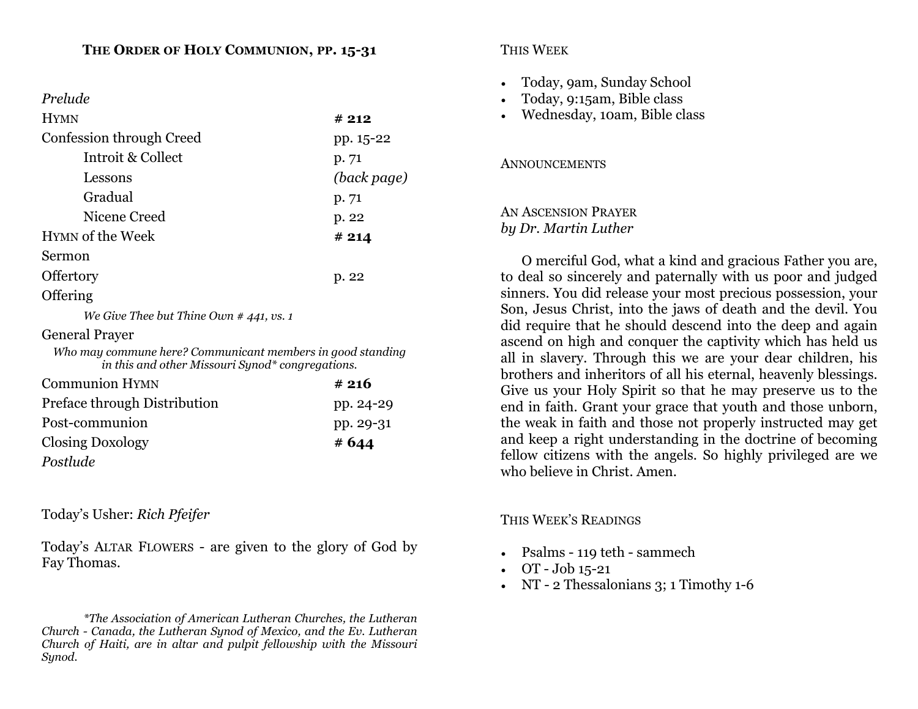## The Order of Holy Communion, pp. 15-31

| | |
|---|---|
| *Prelude* | |
| Hymn | **# 212** |
| Confession through Creed | pp. 15-22 |
| Introit & Collect | p. 71 |
| Lessons | *(back page)* |
| Gradual | p. 71 |
| Nicene Creed | p. 22 |
| Hymn of the Week | **# 214** |
| Sermon | |
| Offertory | p. 22 |
| Offering | |

*We Give Thee but Thine Own # 441, vs. 1*

General Prayer

*Who may commune here? Communicant members in good standing in this and other Missouri Synod\* congregations.*

| | |
|---|---|
| Communion Hymn | **# 216** |
| Preface through Distribution | pp. 24-29 |
| Post-communion | pp. 29-31 |
| Closing Doxology | **# 644** |
| *Postlude* | |

Today's Usher: *Rich Pfeifer*

Today's Altar Flowers - are given to the glory of God by Fay Thomas.

*\*The Association of American Lutheran Churches, the Lutheran Church - Canada, the Lutheran Synod of Mexico, and the Ev. Lutheran Church of Haiti, are in altar and pulpit fellowship with the Missouri Synod.*

## This Week

- Today, 9am, Sunday School
- Today, 9:15am, Bible class
- Wednesday, 10am, Bible class

## Announcements

## An Ascension Prayer
*by Dr. Martin Luther*

O merciful God, what a kind and gracious Father you are, to deal so sincerely and paternally with us poor and judged sinners. You did release your most precious possession, your Son, Jesus Christ, into the jaws of death and the devil. You did require that he should descend into the deep and again ascend on high and conquer the captivity which has held us all in slavery. Through this we are your dear children, his brothers and inheritors of all his eternal, heavenly blessings. Give us your Holy Spirit so that he may preserve us to the end in faith. Grant your grace that youth and those unborn, the weak in faith and those not properly instructed may get and keep a right understanding in the doctrine of becoming fellow citizens with the angels. So highly privileged are we who believe in Christ. Amen.

## This Week's Readings

- Psalms - 119 teth - sammech
- OT - Job 15-21
- NT - 2 Thessalonians 3; 1 Timothy 1-6